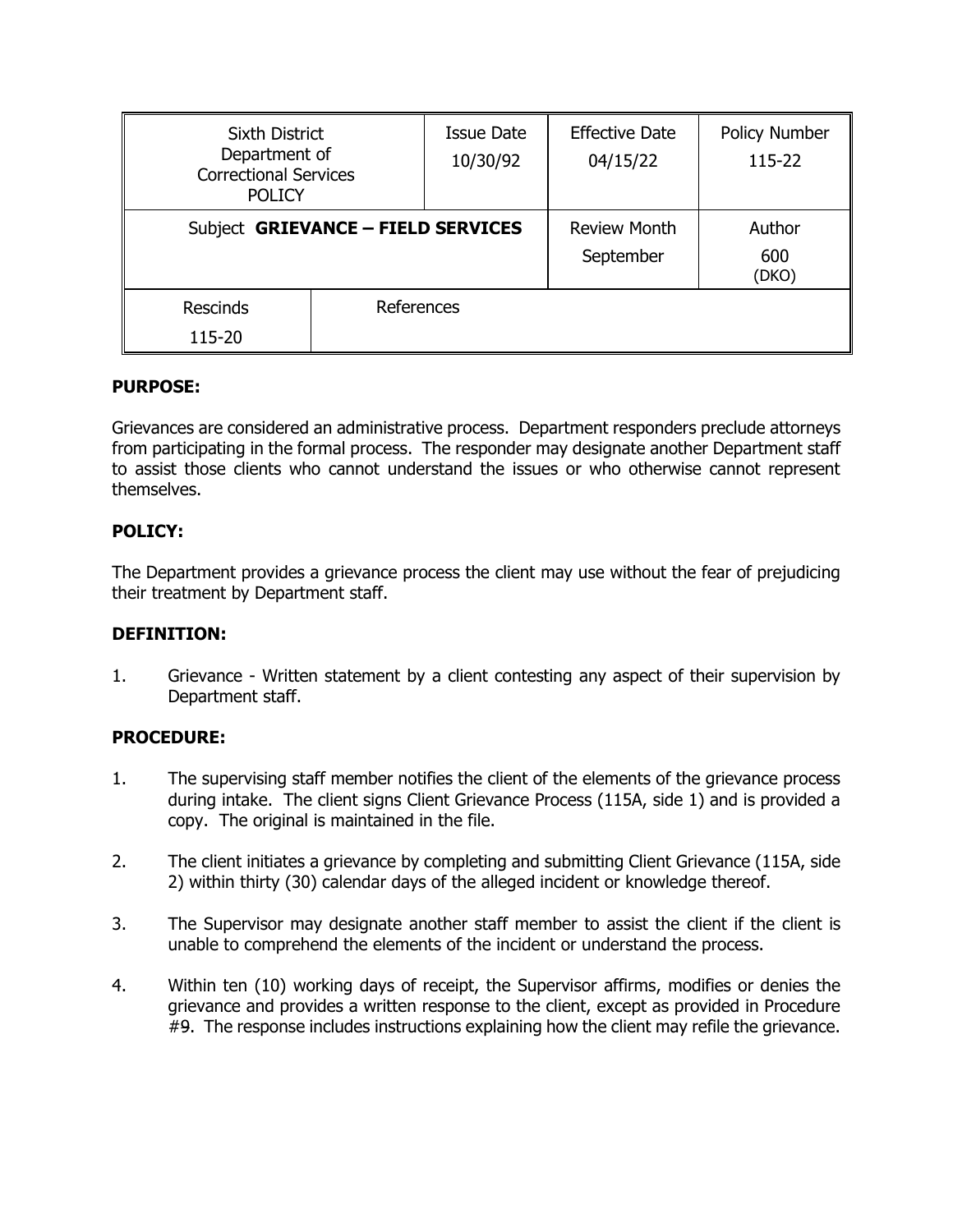| Sixth District Department of Correctional Services POLICY | | Issue Date 10/30/92 | Effective Date 04/15/22 | Policy Number 115-22 |
|---|---|---|---|---|
| Subject **GRIEVANCE – FIELD SERVICES** | | | Review Month September | Author 600 (DKO) |
| Rescinds 115-20 | References | | | |

**PURPOSE:**

Grievances are considered an administrative process. Department responders preclude attorneys from participating in the formal process. The responder may designate another Department staff to assist those clients who cannot understand the issues or who otherwise cannot represent themselves.

**POLICY:**

The Department provides a grievance process the client may use without the fear of prejudicing their treatment by Department staff.

**DEFINITION:**

1. Grievance - Written statement by a client contesting any aspect of their supervision by Department staff.

**PROCEDURE:**

1. The supervising staff member notifies the client of the elements of the grievance process during intake. The client signs Client Grievance Process (115A, side 1) and is provided a copy. The original is maintained in the file.

2. The client initiates a grievance by completing and submitting Client Grievance (115A, side 2) within thirty (30) calendar days of the alleged incident or knowledge thereof.

3. The Supervisor may designate another staff member to assist the client if the client is unable to comprehend the elements of the incident or understand the process.

4. Within ten (10) working days of receipt, the Supervisor affirms, modifies or denies the grievance and provides a written response to the client, except as provided in Procedure #9. The response includes instructions explaining how the client may refile the grievance.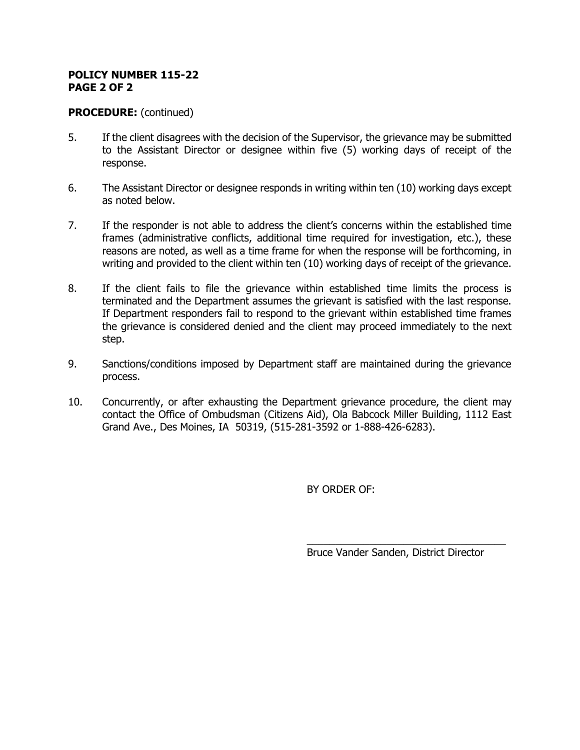**POLICY NUMBER 115-22**

**PROCEDURE:** (continued)

5. If the client disagrees with the decision of the Supervisor, the grievance may be submitted to the Assistant Director or designee within five (5) working days of receipt of the response.

6. The Assistant Director or designee responds in writing within ten (10) working days except as noted below.

7. If the responder is not able to address the client's concerns within the established time frames (administrative conflicts, additional time required for investigation, etc.), these reasons are noted, as well as a time frame for when the response will be forthcoming, in writing and provided to the client within ten (10) working days of receipt of the grievance.

8. If the client fails to file the grievance within established time limits the process is terminated and the Department assumes the grievant is satisfied with the last response. If Department responders fail to respond to the grievant within established time frames the grievance is considered denied and the client may proceed immediately to the next step.

9. Sanctions/conditions imposed by Department staff are maintained during the grievance process.

10. Concurrently, or after exhausting the Department grievance procedure, the client may contact the Office of Ombudsman (Citizens Aid), Ola Babcock Miller Building, 1112 East Grand Ave., Des Moines, IA 50319, (515-281-3592 or 1-888-426-6283).

BY ORDER OF:

\_\_\_\_\_\_\_\_\_\_\_\_\_\_\_\_\_\_\_\_\_\_\_\_\_\_\_\_\_\_\_\_\_\_\_\_

Bruce Vander Sanden, District Director